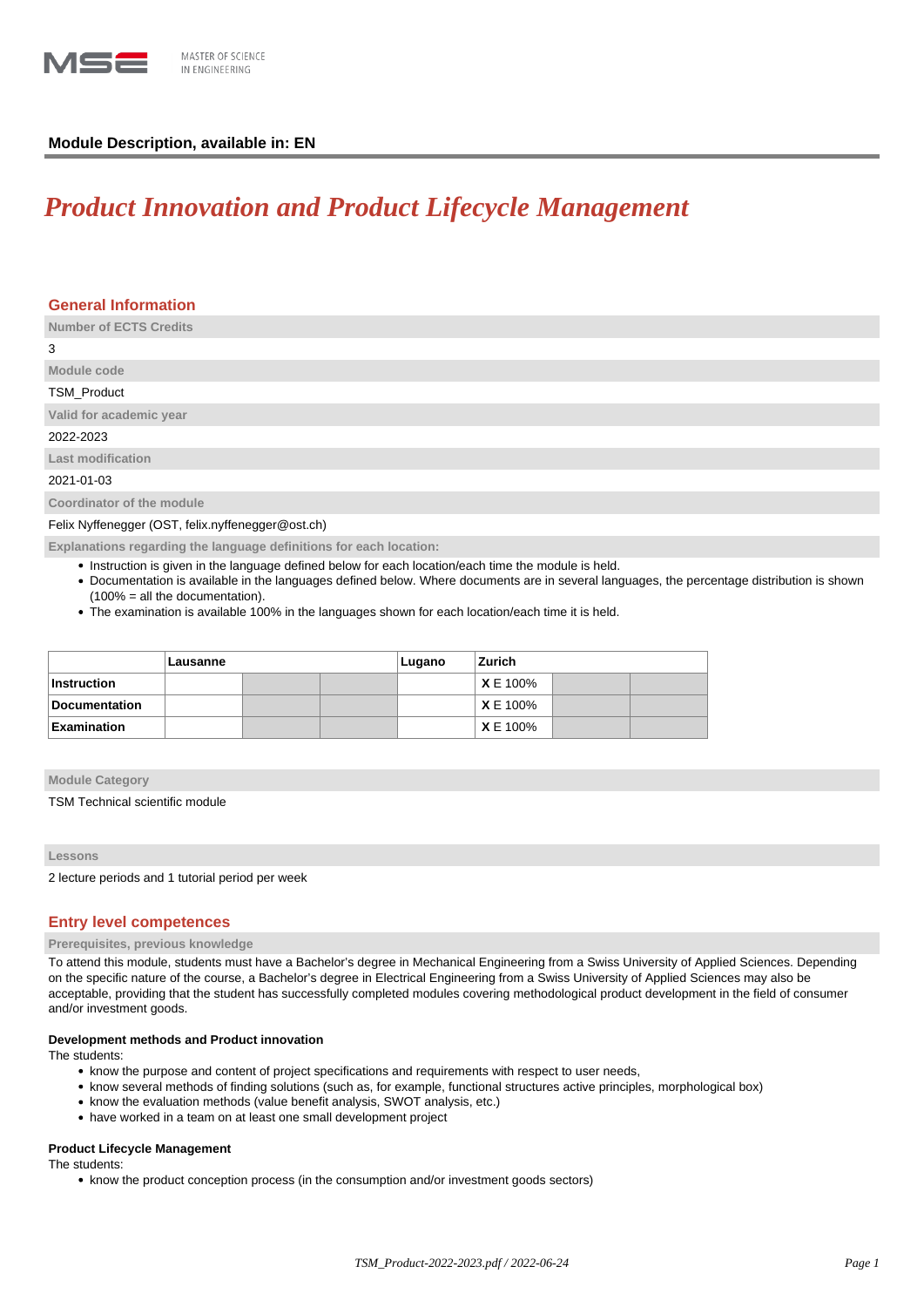MASTER OF SCIENCE
IN ENGINEERING

**Module Description, available in: EN**

# *Product Innovation and Product Lifecycle Management*

## General Information

**Number of ECTS Credits**

3

**Module code**

TSM_Product

**Valid for academic year**

2022-2023

**Last modification**

2021-01-03

**Coordinator of the module**

Felix Nyffenegger (OST, felix.nyffenegger@ost.ch)

**Explanations regarding the language definitions for each location:**

- Instruction is given in the language defined below for each location/each time the module is held.
- Documentation is available in the languages defined below. Where documents are in several languages, the percentage distribution is shown (100% = all the documentation).
- The examination is available 100% in the languages shown for each location/each time it is held.

| | Lausanne | | | Lugano | Zurich | | |
|---|---|---|---|---|---|---|---|
| **Instruction** | | | | | **X** E 100% | | |
| **Documentation** | | | | | **X** E 100% | | |
| **Examination** | | | | | **X** E 100% | | |

**Module Category**

TSM Technical scientific module

**Lessons**

2 lecture periods and 1 tutorial period per week

## Entry level competences

**Prerequisites, previous knowledge**

To attend this module, students must have a Bachelor's degree in Mechanical Engineering from a Swiss University of Applied Sciences. Depending on the specific nature of the course, a Bachelor's degree in Electrical Engineering from a Swiss University of Applied Sciences may also be acceptable, providing that the student has successfully completed modules covering methodological product development in the field of consumer and/or investment goods.

**Development methods and Product innovation**

The students:

- know the purpose and content of project specifications and requirements with respect to user needs,
- know several methods of finding solutions (such as, for example, functional structures active principles, morphological box)
- know the evaluation methods (value benefit analysis, SWOT analysis, etc.)
- have worked in a team on at least one small development project

**Product Lifecycle Management**

The students:

- know the product conception process (in the consumption and/or investment goods sectors)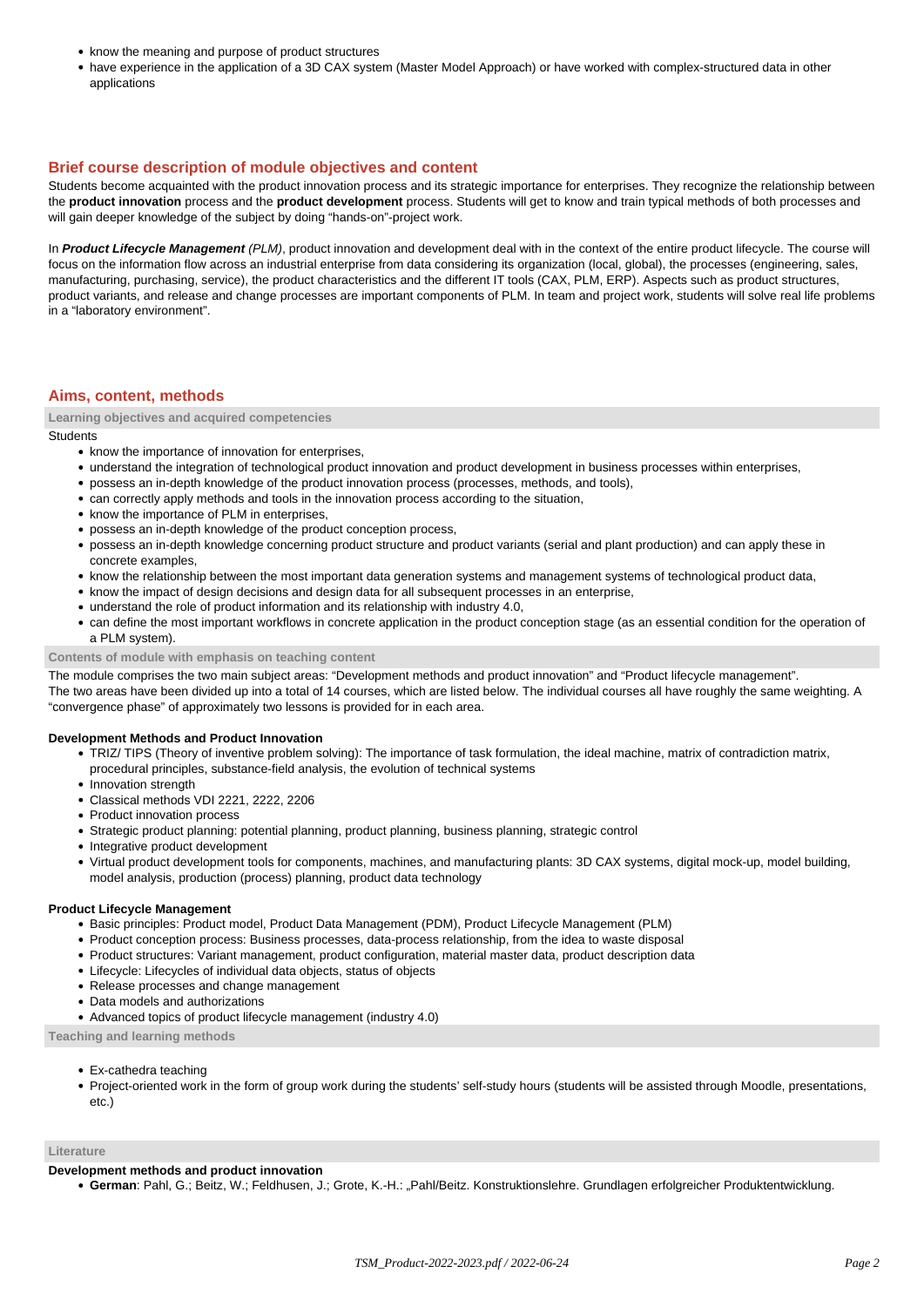- know the meaning and purpose of product structures
- have experience in the application of a 3D CAX system (Master Model Approach) or have worked with complex-structured data in other applications

## Brief course description of module objectives and content

Students become acquainted with the product innovation process and its strategic importance for enterprises. They recognize the relationship between the **product innovation** process and the **product development** process. Students will get to know and train typical methods of both processes and will gain deeper knowledge of the subject by doing "hands-on"-project work.

In ***Product Lifecycle Management*** *(PLM)*, product innovation and development deal with in the context of the entire product lifecycle. The course will focus on the information flow across an industrial enterprise from data considering its organization (local, global), the processes (engineering, sales, manufacturing, purchasing, service), the product characteristics and the different IT tools (CAX, PLM, ERP). Aspects such as product structures, product variants, and release and change processes are important components of PLM. In team and project work, students will solve real life problems in a "laboratory environment".

## Aims, content, methods

### Learning objectives and acquired competencies

Students

- know the importance of innovation for enterprises,
- understand the integration of technological product innovation and product development in business processes within enterprises,
- possess an in-depth knowledge of the product innovation process (processes, methods, and tools),
- can correctly apply methods and tools in the innovation process according to the situation,
- know the importance of PLM in enterprises,
- possess an in-depth knowledge of the product conception process,
- possess an in-depth knowledge concerning product structure and product variants (serial and plant production) and can apply these in concrete examples,
- know the relationship between the most important data generation systems and management systems of technological product data,
- know the impact of design decisions and design data for all subsequent processes in an enterprise,
- understand the role of product information and its relationship with industry 4.0,
- can define the most important workflows in concrete application in the product conception stage (as an essential condition for the operation of a PLM system).

### Contents of module with emphasis on teaching content

The module comprises the two main subject areas: "Development methods and product innovation" and "Product lifecycle management".
The two areas have been divided up into a total of 14 courses, which are listed below. The individual courses all have roughly the same weighting. A "convergence phase" of approximately two lessons is provided for in each area.

**Development Methods and Product Innovation**

- TRIZ/ TIPS (Theory of inventive problem solving): The importance of task formulation, the ideal machine, matrix of contradiction matrix, procedural principles, substance-field analysis, the evolution of technical systems
- Innovation strength
- Classical methods VDI 2221, 2222, 2206
- Product innovation process
- Strategic product planning: potential planning, product planning, business planning, strategic control
- Integrative product development
- Virtual product development tools for components, machines, and manufacturing plants: 3D CAX systems, digital mock-up, model building, model analysis, production (process) planning, product data technology

**Product Lifecycle Management**

- Basic principles: Product model, Product Data Management (PDM), Product Lifecycle Management (PLM)
- Product conception process: Business processes, data-process relationship, from the idea to waste disposal
- Product structures: Variant management, product configuration, material master data, product description data
- Lifecycle: Lifecycles of individual data objects, status of objects
- Release processes and change management
- Data models and authorizations
- Advanced topics of product lifecycle management (industry 4.0)

### Teaching and learning methods

- Ex-cathedra teaching
- Project-oriented work in the form of group work during the students' self-study hours (students will be assisted through Moodle, presentations, etc.)

### Literature

**Development methods and product innovation**

- **German**: Pahl, G.; Beitz, W.; Feldhusen, J.; Grote, K.-H.: „Pahl/Beitz. Konstruktionslehre. Grundlagen erfolgreicher Produktentwicklung.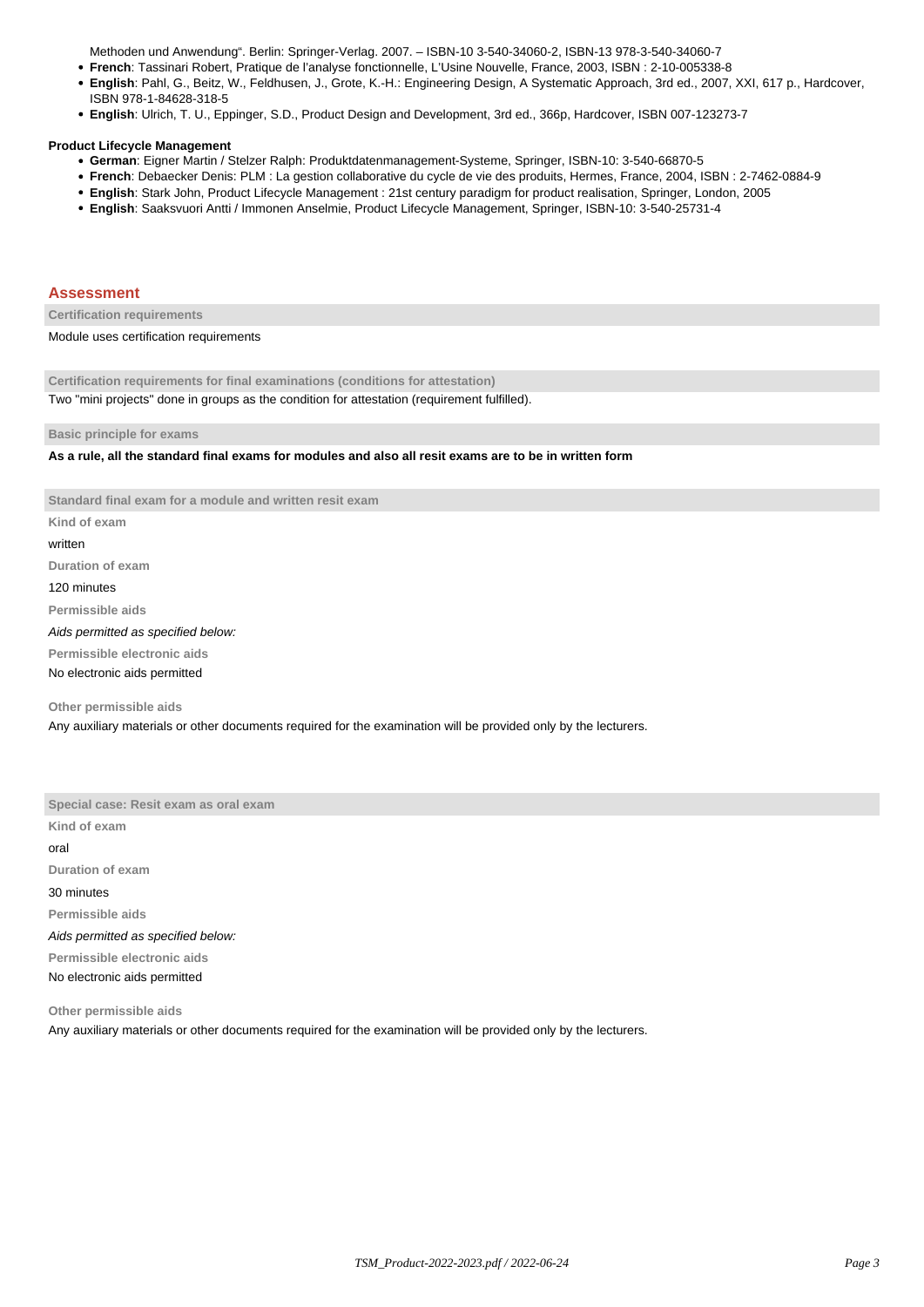Methoden und Anwendung". Berlin: Springer-Verlag. 2007. – ISBN-10 3-540-34060-2, ISBN-13 978-3-540-34060-7

- **French**: Tassinari Robert, Pratique de l'analyse fonctionnelle, L'Usine Nouvelle, France, 2003, ISBN : 2-10-005338-8
- **English**: Pahl, G., Beitz, W., Feldhusen, J., Grote, K.-H.: Engineering Design, A Systematic Approach, 3rd ed., 2007, XXI, 617 p., Hardcover, ISBN 978-1-84628-318-5
- **English**: Ulrich, T. U., Eppinger, S.D., Product Design and Development, 3rd ed., 366p, Hardcover, ISBN 007-123273-7

**Product Lifecycle Management**

- **German**: Eigner Martin / Stelzer Ralph: Produktdatenmanagement-Systeme, Springer, ISBN-10: 3-540-66870-5
- **French**: Debaecker Denis: PLM : La gestion collaborative du cycle de vie des produits, Hermes, France, 2004, ISBN : 2-7462-0884-9
- **English**: Stark John, Product Lifecycle Management : 21st century paradigm for product realisation, Springer, London, 2005
- **English**: Saaksvuori Antti / Immonen Anselmie, Product Lifecycle Management, Springer, ISBN-10: 3-540-25731-4

## Assessment

**Certification requirements**

Module uses certification requirements

**Certification requirements for final examinations (conditions for attestation)**

Two "mini projects" done in groups as the condition for attestation (requirement fulfilled).

**Basic principle for exams**

**As a rule, all the standard final exams for modules and also all resit exams are to be in written form**

**Standard final exam for a module and written resit exam**

**Kind of exam**

written

**Duration of exam**

120 minutes

**Permissible aids**

*Aids permitted as specified below:*

**Permissible electronic aids**

No electronic aids permitted

**Other permissible aids**

Any auxiliary materials or other documents required for the examination will be provided only by the lecturers.

**Special case: Resit exam as oral exam**

**Kind of exam**

oral

**Duration of exam**

30 minutes

**Permissible aids**

*Aids permitted as specified below:*

**Permissible electronic aids**

No electronic aids permitted

**Other permissible aids**

Any auxiliary materials or other documents required for the examination will be provided only by the lecturers.